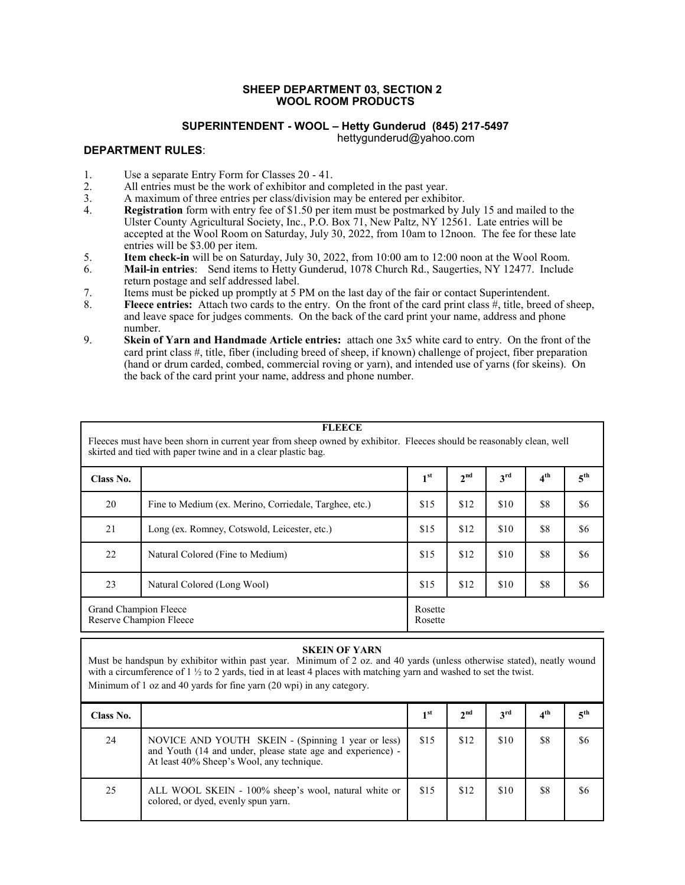# SHEEP DEPARTMENT 03, SECTION 2
## WOOL ROOM PRODUCTS

**SUPERINTENDENT - WOOL – Hetty Gunderud (845) 217-5497**
hettygunderud@yahoo.com

### DEPARTMENT RULES:

1. Use a separate Entry Form for Classes 20 - 41.
2. All entries must be the work of exhibitor and completed in the past year.
3. A maximum of three entries per class/division may be entered per exhibitor.
4. **Registration** form with entry fee of $1.50 per item must be postmarked by July 15 and mailed to the Ulster County Agricultural Society, Inc., P.O. Box 71, New Paltz, NY 12561. Late entries will be accepted at the Wool Room on Saturday, July 30, 2022, from 10am to 12noon. The fee for these late entries will be $3.00 per item.
5. **Item check-in** will be on Saturday, July 30, 2022, from 10:00 am to 12:00 noon at the Wool Room.
6. **Mail-in entries**: Send items to Hetty Gunderud, 1078 Church Rd., Saugerties, NY 12477. Include return postage and self addressed label.
7. Items must be picked up promptly at 5 PM on the last day of the fair or contact Superintendent.
8. **Fleece entries:** Attach two cards to the entry. On the front of the card print class #, title, breed of sheep, and leave space for judges comments. On the back of the card print your name, address and phone number.
9. **Skein of Yarn and Handmade Article entries:** attach one 3x5 white card to entry. On the front of the card print class #, title, fiber (including breed of sheep, if known) challenge of project, fiber preparation (hand or drum carded, combed, commercial roving or yarn), and intended use of yarns (for skeins). On the back of the card print your name, address and phone number.

**FLEECE**

Fleeces must have been shorn in current year from sheep owned by exhibitor. Fleeces should be reasonably clean, well skirted and tied with paper twine and in a clear plastic bag.

| Class No. | | 1st | 2nd | 3rd | 4th | 5th |
|---|---|---|---|---|---|---|
| 20 | Fine to Medium (ex. Merino, Corriedale, Targhee, etc.) | $15 | $12 | $10 | $8 | $6 |
| 21 | Long (ex. Romney, Cotswold, Leicester, etc.) | $15 | $12 | $10 | $8 | $6 |
| 22 | Natural Colored (Fine to Medium) | $15 | $12 | $10 | $8 | $6 |
| 23 | Natural Colored (Long Wool) | $15 | $12 | $10 | $8 | $6 |
| Grand Champion Fleece | | Rosette | | | | |
| Reserve Champion Fleece | | Rosette | | | | |

**SKEIN OF YARN**

Must be handspun by exhibitor within past year. Minimum of 2 oz. and 40 yards (unless otherwise stated), neatly wound with a circumference of 1 ½ to 2 yards, tied in at least 4 places with matching yarn and washed to set the twist.
Minimum of 1 oz and 40 yards for fine yarn (20 wpi) in any category.

| Class No. | | 1st | 2nd | 3rd | 4th | 5th |
|---|---|---|---|---|---|---|
| 24 | NOVICE AND YOUTH SKEIN - (Spinning 1 year or less) and Youth (14 and under, please state age and experience) - At least 40% Sheep's Wool, any technique. | $15 | $12 | $10 | $8 | $6 |
| 25 | ALL WOOL SKEIN - 100% sheep's wool, natural white or colored, or dyed, evenly spun yarn. | $15 | $12 | $10 | $8 | $6 |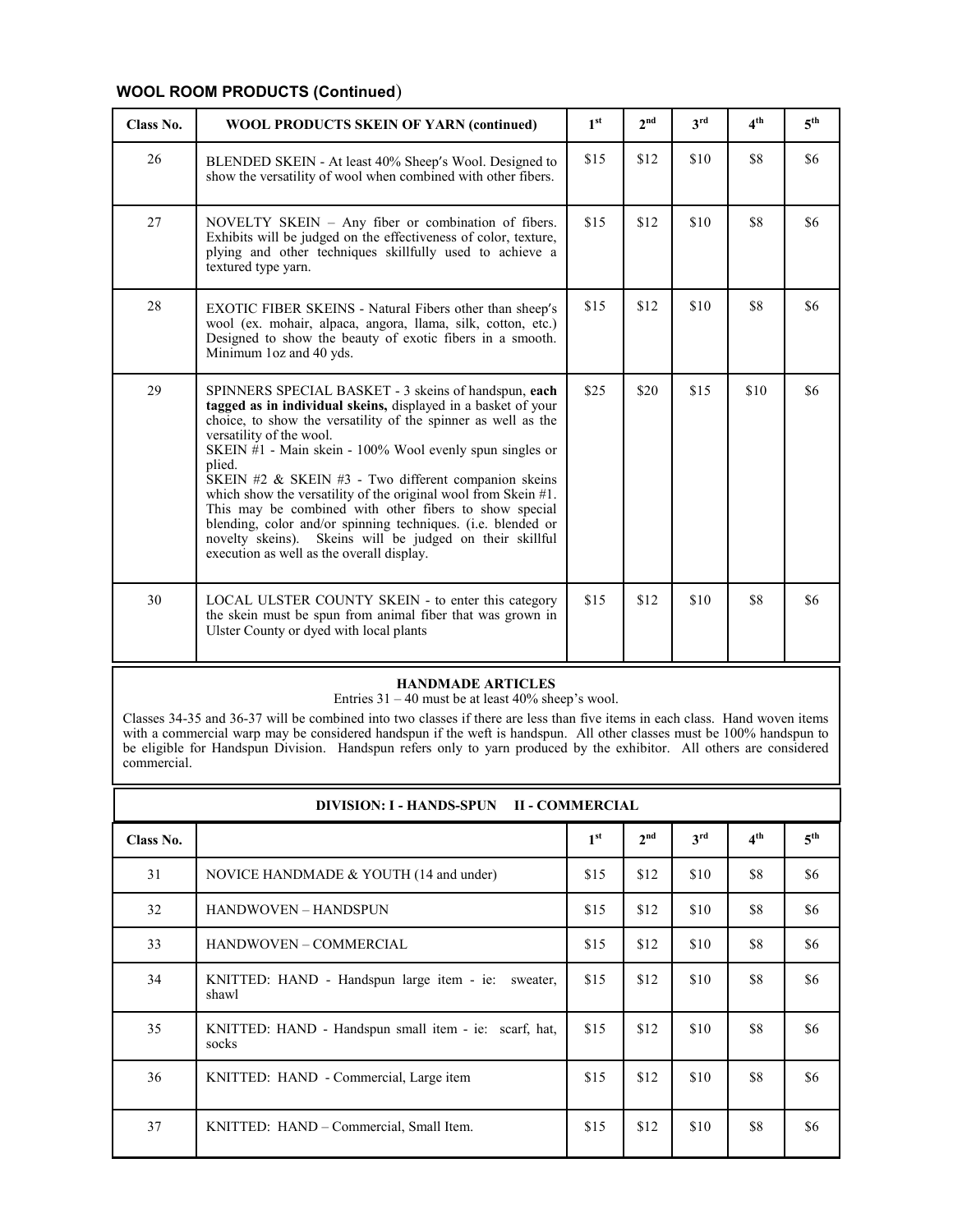### WOOL ROOM PRODUCTS (Continued)

| Class No. | WOOL PRODUCTS SKEIN OF YARN (continued) | 1st | 2nd | 3rd | 4th | 5th |
|---|---|---|---|---|---|---|
| 26 | BLENDED SKEIN - At least 40% Sheep's Wool. Designed to show the versatility of wool when combined with other fibers. | $15 | $12 | $10 | $8 | $6 |
| 27 | NOVELTY SKEIN – Any fiber or combination of fibers. Exhibits will be judged on the effectiveness of color, texture, plying and other techniques skillfully used to achieve a textured type yarn. | $15 | $12 | $10 | $8 | $6 |
| 28 | EXOTIC FIBER SKEINS - Natural Fibers other than sheep's wool (ex. mohair, alpaca, angora, llama, silk, cotton, etc.) Designed to show the beauty of exotic fibers in a smooth. Minimum 1oz and 40 yds. | $15 | $12 | $10 | $8 | $6 |
| 29 | SPINNERS SPECIAL BASKET - 3 skeins of handspun, **each tagged as in individual skeins,** displayed in a basket of your choice, to show the versatility of the spinner as well as the versatility of the wool.<br>SKEIN #1 - Main skein - 100% Wool evenly spun singles or plied.<br>SKEIN #2 & SKEIN #3 - Two different companion skeins which show the versatility of the original wool from Skein #1. This may be combined with other fibers to show special blending, color and/or spinning techniques. (i.e. blended or novelty skeins). Skeins will be judged on their skillful execution as well as the overall display. | $25 | $20 | $15 | $10 | $6 |
| 30 | LOCAL ULSTER COUNTY SKEIN - to enter this category the skein must be spun from animal fiber that was grown in Ulster County or dyed with local plants | $15 | $12 | $10 | $8 | $6 |

**HANDMADE ARTICLES**

Entries 31 – 40 must be at least 40% sheep's wool.

Classes 34-35 and 36-37 will be combined into two classes if there are less than five items in each class. Hand woven items with a commercial warp may be considered handspun if the weft is handspun. All other classes must be 100% handspun to be eligible for Handspun Division. Handspun refers only to yarn produced by the exhibitor. All others are considered commercial.

**DIVISION: I - HANDS-SPUN II - COMMERCIAL**

| Class No. | | 1st | 2nd | 3rd | 4th | 5th |
|---|---|---|---|---|---|---|
| 31 | NOVICE HANDMADE & YOUTH (14 and under) | $15 | $12 | $10 | $8 | $6 |
| 32 | HANDWOVEN – HANDSPUN | $15 | $12 | $10 | $8 | $6 |
| 33 | HANDWOVEN – COMMERCIAL | $15 | $12 | $10 | $8 | $6 |
| 34 | KNITTED: HAND - Handspun large item - ie: sweater, shawl | $15 | $12 | $10 | $8 | $6 |
| 35 | KNITTED: HAND - Handspun small item - ie: scarf, hat, socks | $15 | $12 | $10 | $8 | $6 |
| 36 | KNITTED: HAND - Commercial, Large item | $15 | $12 | $10 | $8 | $6 |
| 37 | KNITTED: HAND – Commercial, Small Item. | $15 | $12 | $10 | $8 | $6 |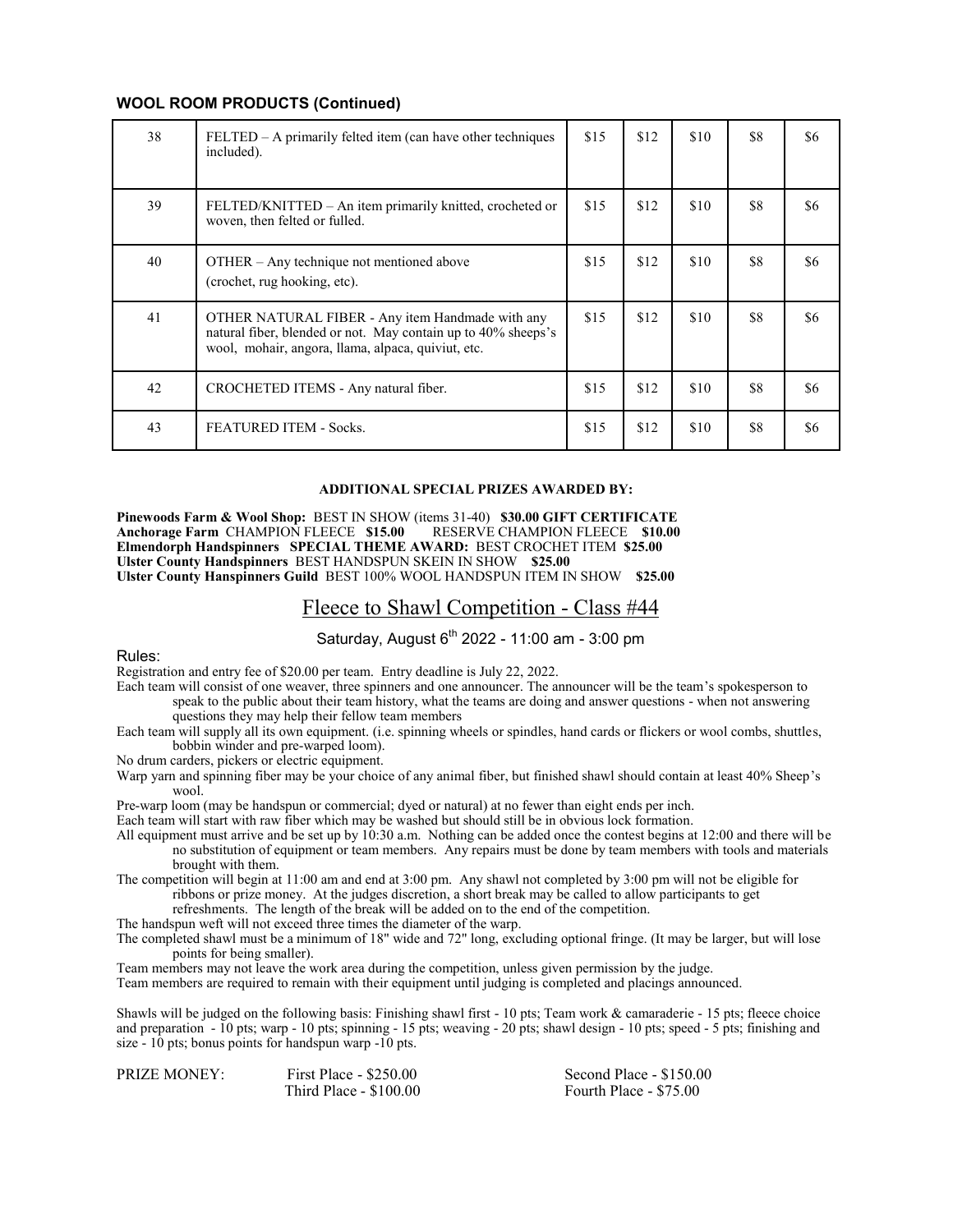**WOOL ROOM PRODUCTS (Continued)**

| | | | | | | |
|---|---|---|---|---|---|---|
| 38 | FELTED – A primarily felted item (can have other techniques included). | $15 | $12 | $10 | $8 | $6 |
| 39 | FELTED/KNITTED – An item primarily knitted, crocheted or woven, then felted or fulled. | $15 | $12 | $10 | $8 | $6 |
| 40 | OTHER – Any technique not mentioned above (crochet, rug hooking, etc). | $15 | $12 | $10 | $8 | $6 |
| 41 | OTHER NATURAL FIBER - Any item Handmade with any natural fiber, blended or not. May contain up to 40% sheep's wool, mohair, angora, llama, alpaca, quiviut, etc. | $15 | $12 | $10 | $8 | $6 |
| 42 | CROCHETED ITEMS - Any natural fiber. | $15 | $12 | $10 | $8 | $6 |
| 43 | FEATURED ITEM - Socks. | $15 | $12 | $10 | $8 | $6 |

**ADDITIONAL SPECIAL PRIZES AWARDED BY:**

**Pinewoods Farm & Wool Shop:** BEST IN SHOW (items 31-40) **$30.00 GIFT CERTIFICATE**
**Anchorage Farm** CHAMPION FLEECE **$15.00** RESERVE CHAMPION FLEECE **$10.00**
**Elmendorph Handspinners SPECIAL THEME AWARD:** BEST CROCHET ITEM **$25.00**
**Ulster County Handspinners** BEST HANDSPUN SKEIN IN SHOW **$25.00**
**Ulster County Hanspinners Guild** BEST 100% WOOL HANDSPUN ITEM IN SHOW **$25.00**

# Fleece to Shawl Competition - Class #44

Saturday, August 6th 2022 - 11:00 am - 3:00 pm

Rules:

Registration and entry fee of $20.00 per team. Entry deadline is July 22, 2022.

Each team will consist of one weaver, three spinners and one announcer. The announcer will be the team's spokesperson to speak to the public about their team history, what the teams are doing and answer questions - when not answering questions they may help their fellow team members

Each team will supply all its own equipment. (i.e. spinning wheels or spindles, hand cards or flickers or wool combs, shuttles, bobbin winder and pre-warped loom).

No drum carders, pickers or electric equipment.

Warp yarn and spinning fiber may be your choice of any animal fiber, but finished shawl should contain at least 40% Sheep's wool.

Pre-warp loom (may be handspun or commercial; dyed or natural) at no fewer than eight ends per inch.

Each team will start with raw fiber which may be washed but should still be in obvious lock formation.

All equipment must arrive and be set up by 10:30 a.m. Nothing can be added once the contest begins at 12:00 and there will be no substitution of equipment or team members. Any repairs must be done by team members with tools and materials brought with them.

The competition will begin at 11:00 am and end at 3:00 pm. Any shawl not completed by 3:00 pm will not be eligible for ribbons or prize money. At the judges discretion, a short break may be called to allow participants to get refreshments. The length of the break will be added on to the end of the competition.

The handspun weft will not exceed three times the diameter of the warp.

The completed shawl must be a minimum of 18" wide and 72" long, excluding optional fringe. (It may be larger, but will lose points for being smaller).

Team members may not leave the work area during the competition, unless given permission by the judge.

Team members are required to remain with their equipment until judging is completed and placings announced.

Shawls will be judged on the following basis: Finishing shawl first - 10 pts; Team work & camaraderie - 15 pts; fleece choice and preparation - 10 pts; warp - 10 pts; spinning - 15 pts; weaving - 20 pts; shawl design - 10 pts; speed - 5 pts; finishing and size - 10 pts; bonus points for handspun warp -10 pts.

PRIZE MONEY: First Place - $250.00 Second Place - $150.00 Third Place - $100.00 Fourth Place - $75.00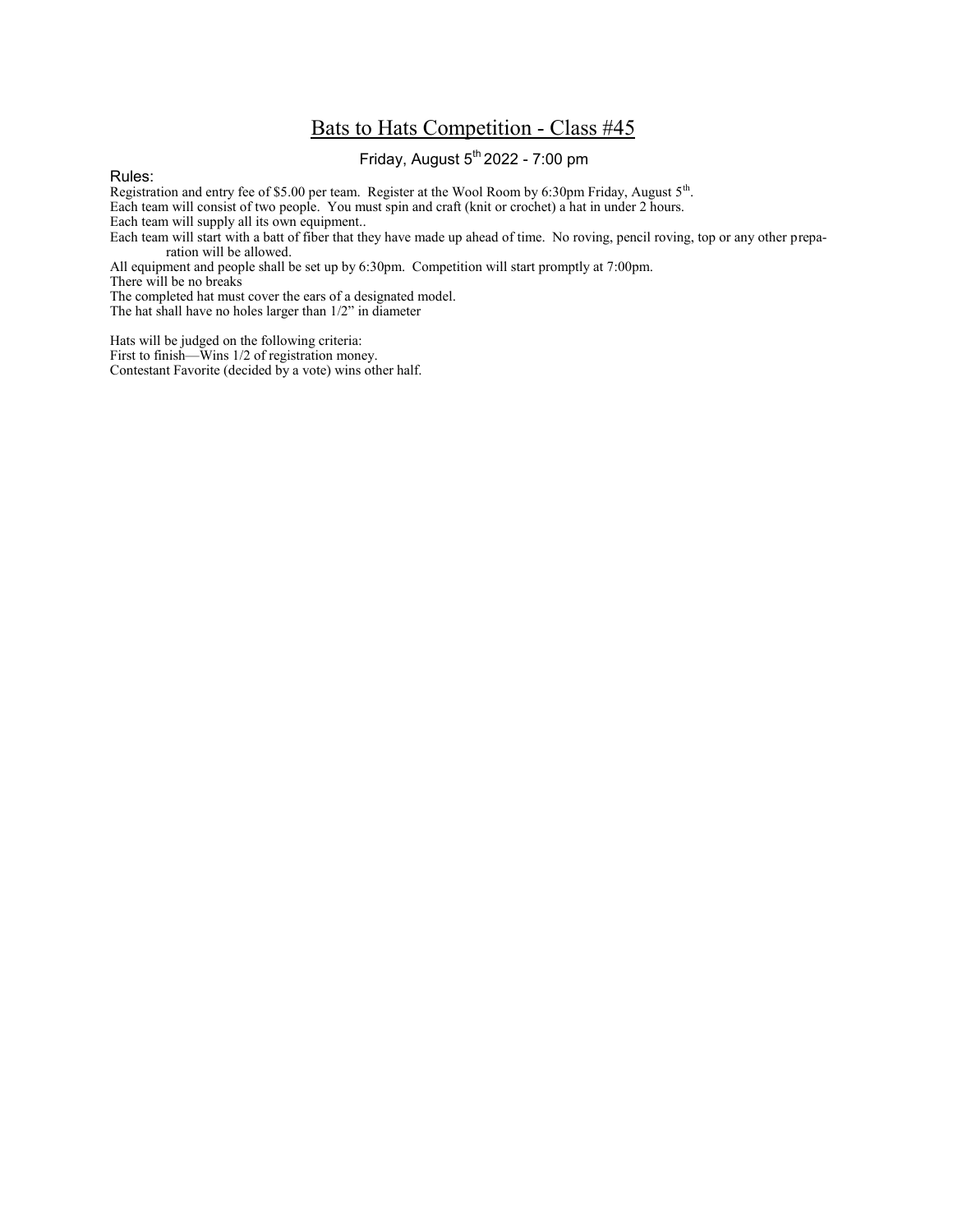# Bats to Hats Competition - Class #45

Friday, August 5th 2022 - 7:00 pm

Rules:

Registration and entry fee of $5.00 per team. Register at the Wool Room by 6:30pm Friday, August 5th.

Each team will consist of two people. You must spin and craft (knit or crochet) a hat in under 2 hours.

Each team will supply all its own equipment..

Each team will start with a batt of fiber that they have made up ahead of time. No roving, pencil roving, top or any other preparation will be allowed.

All equipment and people shall be set up by 6:30pm. Competition will start promptly at 7:00pm.

There will be no breaks

The completed hat must cover the ears of a designated model.

The hat shall have no holes larger than 1/2" in diameter

Hats will be judged on the following criteria:

First to finish—Wins 1/2 of registration money.

Contestant Favorite (decided by a vote) wins other half.